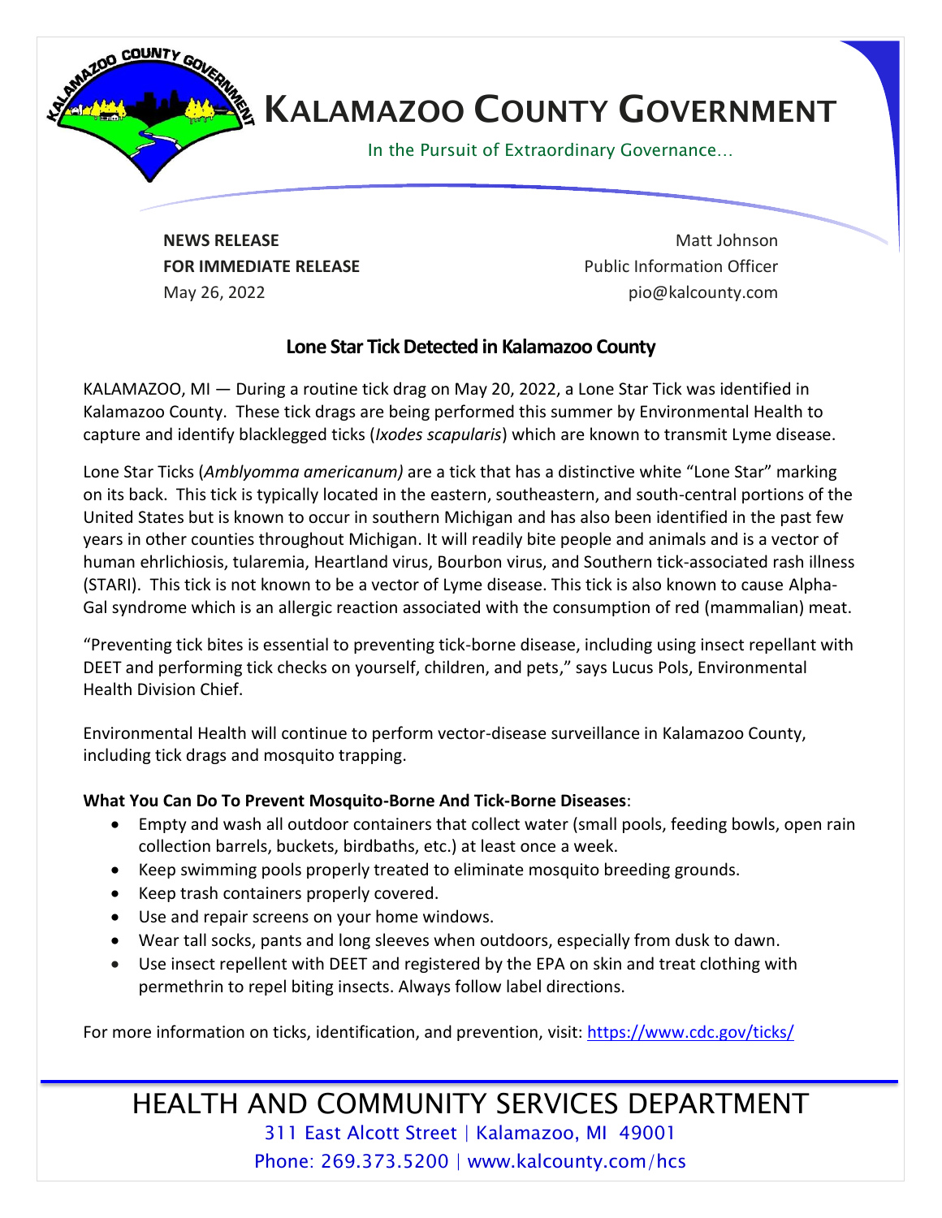# KALAMAZOO COUNTY GOVERNMENT

In the Pursuit of Extraordinary Governance…

**NEWS RELEASE**
**FOR IMMEDIATE RELEASE**
May 26, 2022

Matt Johnson
Public Information Officer
pio@kalcounty.com

## Lone Star Tick Detected in Kalamazoo County

KALAMAZOO, MI — During a routine tick drag on May 20, 2022, a Lone Star Tick was identified in Kalamazoo County. These tick drags are being performed this summer by Environmental Health to capture and identify blacklegged ticks (*Ixodes scapularis*) which are known to transmit Lyme disease.

Lone Star Ticks (*Amblyomma americanum)* are a tick that has a distinctive white "Lone Star" marking on its back. This tick is typically located in the eastern, southeastern, and south-central portions of the United States but is known to occur in southern Michigan and has also been identified in the past few years in other counties throughout Michigan. It will readily bite people and animals and is a vector of human ehrlichiosis, tularemia, Heartland virus, Bourbon virus, and Southern tick-associated rash illness (STARI). This tick is not known to be a vector of Lyme disease. This tick is also known to cause Alpha-Gal syndrome which is an allergic reaction associated with the consumption of red (mammalian) meat.

"Preventing tick bites is essential to preventing tick-borne disease, including using insect repellant with DEET and performing tick checks on yourself, children, and pets," says Lucus Pols, Environmental Health Division Chief.

Environmental Health will continue to perform vector-disease surveillance in Kalamazoo County, including tick drags and mosquito trapping.

**What You Can Do To Prevent Mosquito-Borne And Tick-Borne Diseases**:

- Empty and wash all outdoor containers that collect water (small pools, feeding bowls, open rain collection barrels, buckets, birdbaths, etc.) at least once a week.
- Keep swimming pools properly treated to eliminate mosquito breeding grounds.
- Keep trash containers properly covered.
- Use and repair screens on your home windows.
- Wear tall socks, pants and long sleeves when outdoors, especially from dusk to dawn.
- Use insect repellent with DEET and registered by the EPA on skin and treat clothing with permethrin to repel biting insects. Always follow label directions.

For more information on ticks, identification, and prevention, visit: https://www.cdc.gov/ticks/

HEALTH AND COMMUNITY SERVICES DEPARTMENT
311 East Alcott Street | Kalamazoo, MI 49001
Phone: 269.373.5200 | www.kalcounty.com/hcs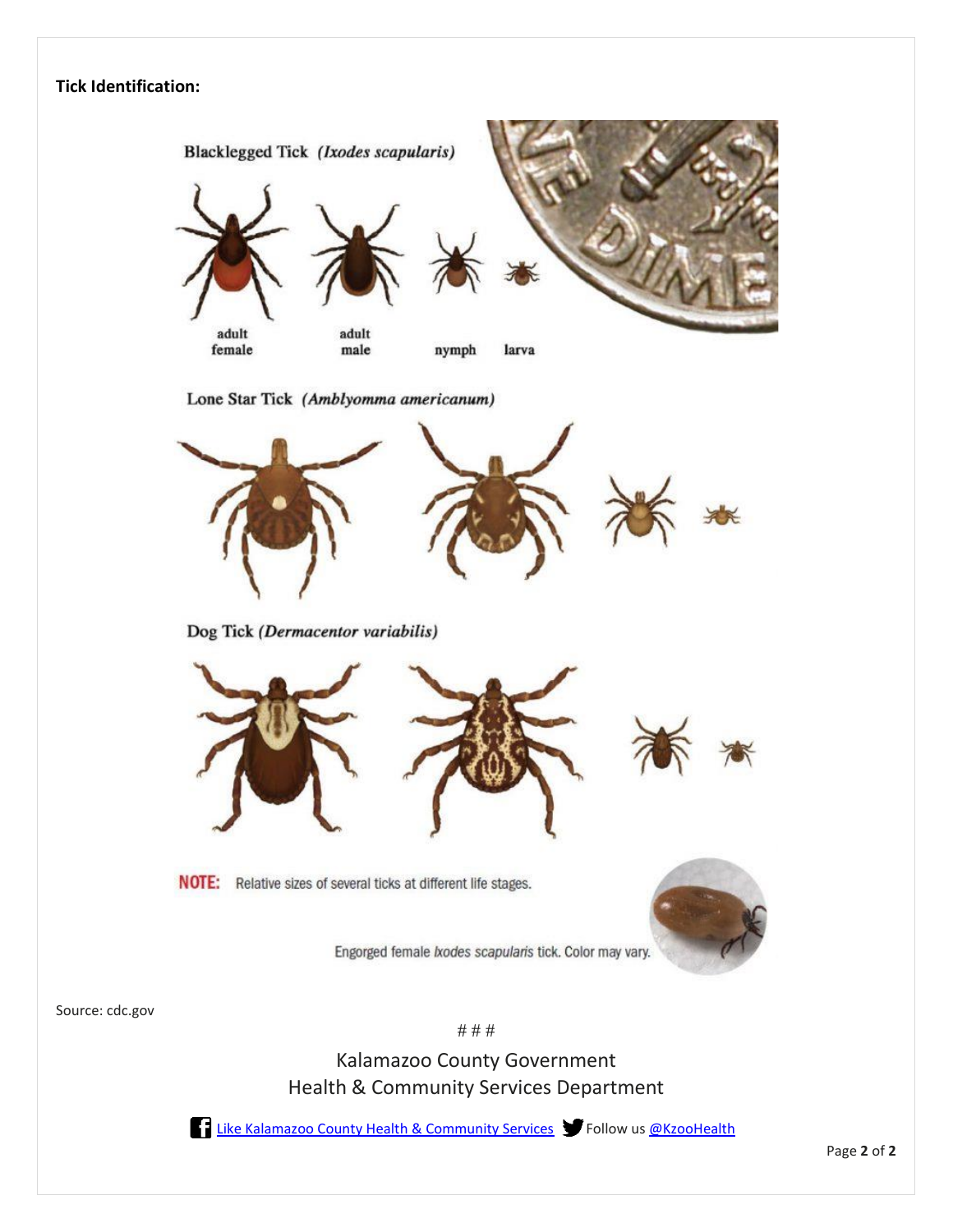**Tick Identification:**

Blacklegged Tick *(Ixodes scapularis)*

adult female

adult male

nymph

larva

Lone Star Tick *(Amblyomma americanum)*

Dog Tick *(Dermacentor variabilis)*

**NOTE:** Relative sizes of several ticks at different life stages.

Engorged female *Ixodes scapularis* tick. Color may vary.

Source: cdc.gov

# # #

Kalamazoo County Government
Health & Community Services Department

[Like Kalamazoo County Health & Community Services] Follow us [@KzooHealth]